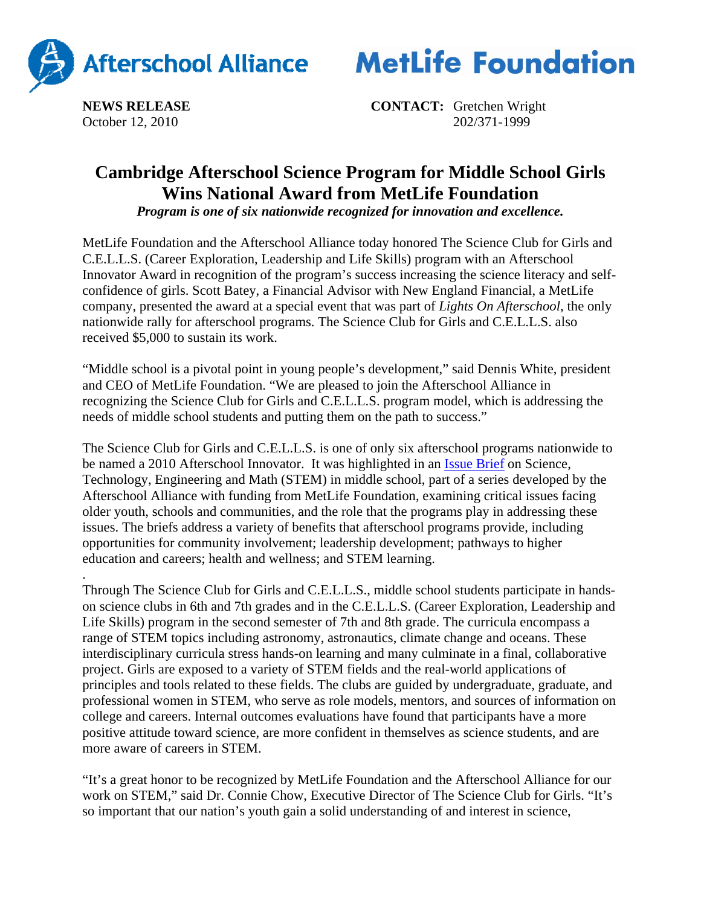Afterschool Alliance    MetLife Foundation

**NEWS RELEASE**
October 12, 2010

**CONTACT:** Gretchen Wright
202/371-1999

# Cambridge Afterschool Science Program for Middle School Girls Wins National Award from MetLife Foundation

***Program is one of six nationwide recognized for innovation and excellence.***

MetLife Foundation and the Afterschool Alliance today honored The Science Club for Girls and C.E.L.L.S. (Career Exploration, Leadership and Life Skills) program with an Afterschool Innovator Award in recognition of the program's success increasing the science literacy and self-confidence of girls. Scott Batey, a Financial Advisor with New England Financial, a MetLife company, presented the award at a special event that was part of *Lights On Afterschool*, the only nationwide rally for afterschool programs. The Science Club for Girls and C.E.L.L.S. also received $5,000 to sustain its work.

"Middle school is a pivotal point in young people's development," said Dennis White, president and CEO of MetLife Foundation. "We are pleased to join the Afterschool Alliance in recognizing the Science Club for Girls and C.E.L.L.S. program model, which is addressing the needs of middle school students and putting them on the path to success."

The Science Club for Girls and C.E.L.L.S. is one of only six afterschool programs nationwide to be named a 2010 Afterschool Innovator. It was highlighted in an Issue Brief on Science, Technology, Engineering and Math (STEM) in middle school, part of a series developed by the Afterschool Alliance with funding from MetLife Foundation, examining critical issues facing older youth, schools and communities, and the role that the programs play in addressing these issues. The briefs address a variety of benefits that afterschool programs provide, including opportunities for community involvement; leadership development; pathways to higher education and careers; health and wellness; and STEM learning.

Through The Science Club for Girls and C.E.L.L.S., middle school students participate in hands-on science clubs in 6th and 7th grades and in the C.E.L.L.S. (Career Exploration, Leadership and Life Skills) program in the second semester of 7th and 8th grade. The curricula encompass a range of STEM topics including astronomy, astronautics, climate change and oceans. These interdisciplinary curricula stress hands-on learning and many culminate in a final, collaborative project. Girls are exposed to a variety of STEM fields and the real-world applications of principles and tools related to these fields. The clubs are guided by undergraduate, graduate, and professional women in STEM, who serve as role models, mentors, and sources of information on college and careers. Internal outcomes evaluations have found that participants have a more positive attitude toward science, are more confident in themselves as science students, and are more aware of careers in STEM.

"It's a great honor to be recognized by MetLife Foundation and the Afterschool Alliance for our work on STEM," said Dr. Connie Chow, Executive Director of The Science Club for Girls. "It's so important that our nation's youth gain a solid understanding of and interest in science,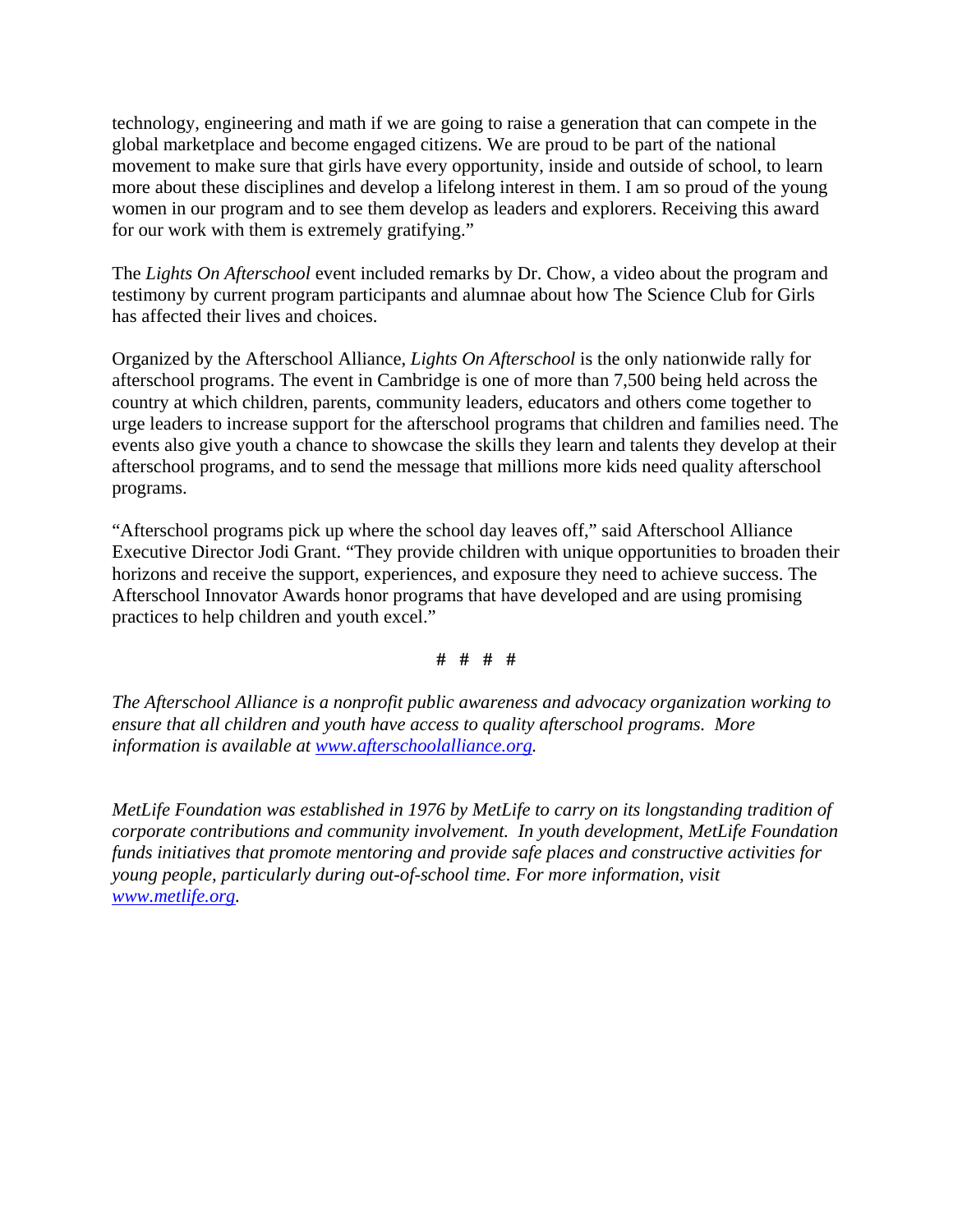technology, engineering and math if we are going to raise a generation that can compete in the global marketplace and become engaged citizens. We are proud to be part of the national movement to make sure that girls have every opportunity, inside and outside of school, to learn more about these disciplines and develop a lifelong interest in them. I am so proud of the young women in our program and to see them develop as leaders and explorers. Receiving this award for our work with them is extremely gratifying."

The *Lights On Afterschool* event included remarks by Dr. Chow, a video about the program and testimony by current program participants and alumnae about how The Science Club for Girls has affected their lives and choices.

Organized by the Afterschool Alliance, *Lights On Afterschool* is the only nationwide rally for afterschool programs. The event in Cambridge is one of more than 7,500 being held across the country at which children, parents, community leaders, educators and others come together to urge leaders to increase support for the afterschool programs that children and families need. The events also give youth a chance to showcase the skills they learn and talents they develop at their afterschool programs, and to send the message that millions more kids need quality afterschool programs.

"Afterschool programs pick up where the school day leaves off," said Afterschool Alliance Executive Director Jodi Grant. "They provide children with unique opportunities to broaden their horizons and receive the support, experiences, and exposure they need to achieve success. The Afterschool Innovator Awards honor programs that have developed and are using promising practices to help children and youth excel."

# # # #

*The Afterschool Alliance is a nonprofit public awareness and advocacy organization working to ensure that all children and youth have access to quality afterschool programs. More information is available at [www.afterschoolalliance.org](http://www.afterschoolalliance.org).*

*MetLife Foundation was established in 1976 by MetLife to carry on its longstanding tradition of corporate contributions and community involvement. In youth development, MetLife Foundation funds initiatives that promote mentoring and provide safe places and constructive activities for young people, particularly during out-of-school time. For more information, visit [www.metlife.org](http://www.metlife.org).*